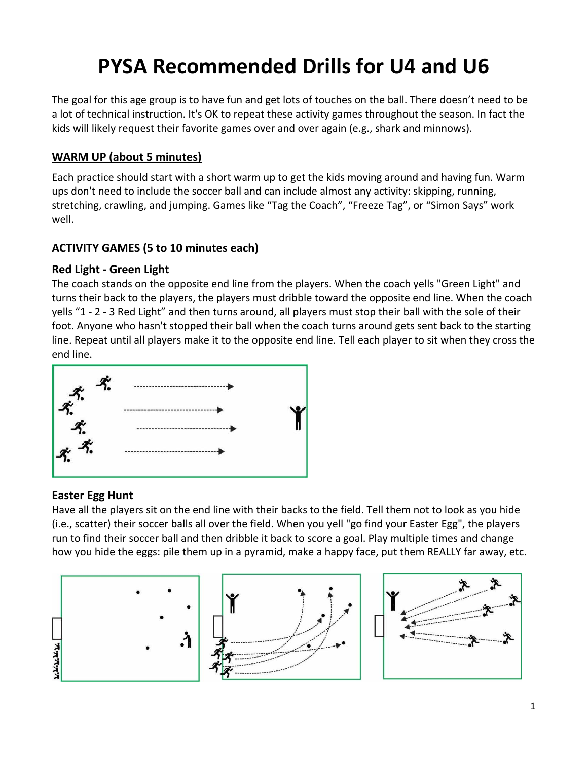# PYSA Recommended Drills for U4 and U6

The goal for this age group is to have fun and get lots of touches on the ball. There doesn't need to be a lot of technical instruction. It's OK to repeat these activity games throughout the season. In fact the kids will likely request their favorite games over and over again (e.g., shark and minnows).

## WARM UP (about 5 minutes)

Each practice should start with a short warm up to get the kids moving around and having fun. Warm ups don't need to include the soccer ball and can include almost any activity: skipping, running, stretching, crawling, and jumping. Games like "Tag the Coach", "Freeze Tag", or "Simon Says" work well.

## ACTIVITY GAMES (5 to 10 minutes each)

### Red Light - Green Light

The coach stands on the opposite end line from the players. When the coach yells "Green Light" and turns their back to the players, the players must dribble toward the opposite end line. When the coach yells "1 - 2 - 3 Red Light" and then turns around, all players must stop their ball with the sole of their foot. Anyone who hasn't stopped their ball when the coach turns around gets sent back to the starting line. Repeat until all players make it to the opposite end line. Tell each player to sit when they cross the end line.

### Easter Egg Hunt

Have all the players sit on the end line with their backs to the field. Tell them not to look as you hide (i.e., scatter) their soccer balls all over the field. When you yell "go find your Easter Egg", the players run to find their soccer ball and then dribble it back to score a goal. Play multiple times and change how you hide the eggs: pile them up in a pyramid, make a happy face, put them REALLY far away, etc.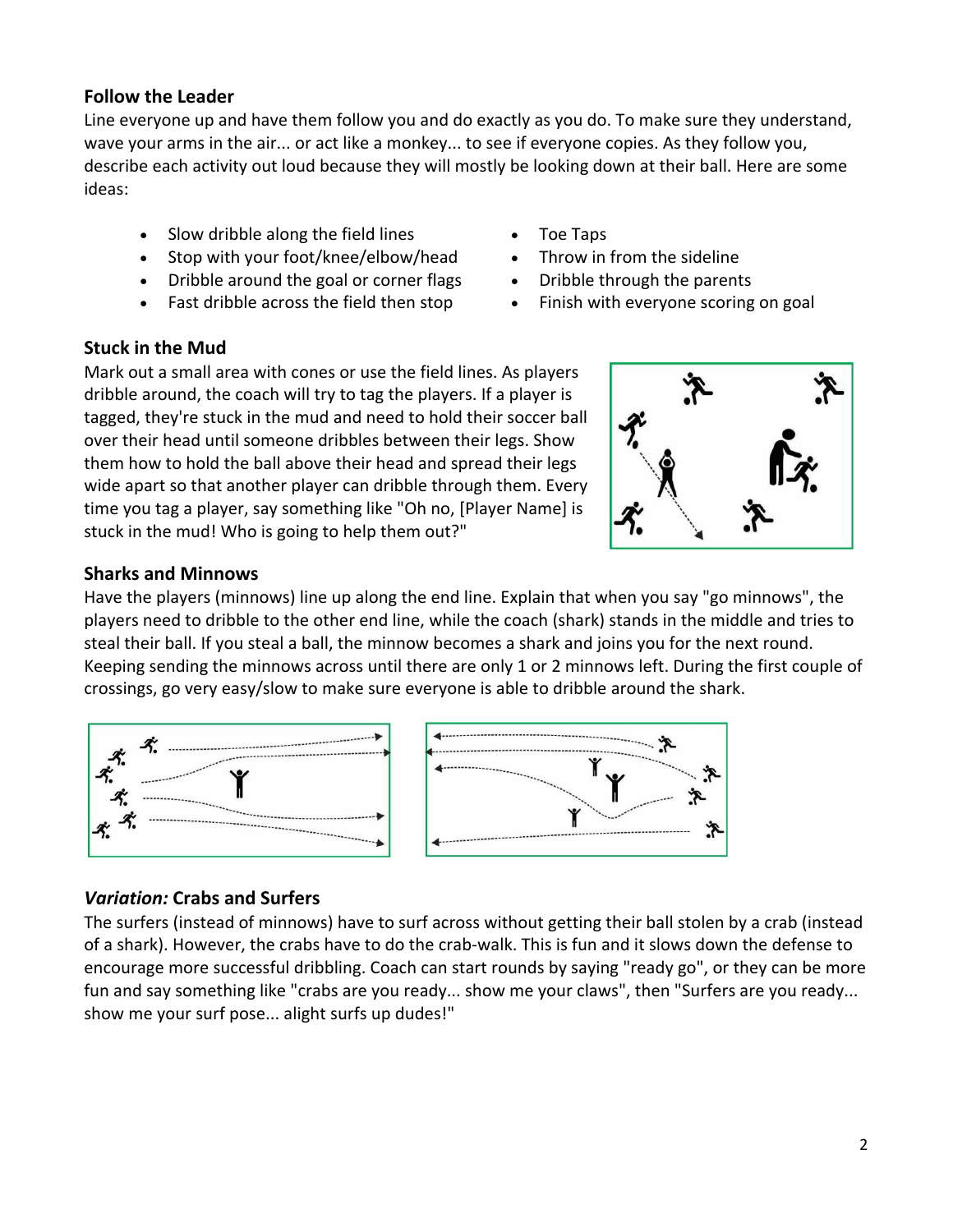### Follow the Leader

Line everyone up and have them follow you and do exactly as you do. To make sure they understand, wave your arms in the air... or act like a monkey... to see if everyone copies. As they follow you, describe each activity out loud because they will mostly be looking down at their ball. Here are some ideas:

- Slow dribble along the field lines
- Stop with your foot/knee/elbow/head
- Dribble around the goal or corner flags
- Fast dribble across the field then stop
- Toe Taps
- Throw in from the sideline
- Dribble through the parents
- Finish with everyone scoring on goal

### Stuck in the Mud

Mark out a small area with cones or use the field lines. As players dribble around, the coach will try to tag the players. If a player is tagged, they're stuck in the mud and need to hold their soccer ball over their head until someone dribbles between their legs. Show them how to hold the ball above their head and spread their legs wide apart so that another player can dribble through them. Every time you tag a player, say something like "Oh no, [Player Name] is stuck in the mud! Who is going to help them out?"

### Sharks and Minnows

Have the players (minnows) line up along the end line. Explain that when you say "go minnows", the players need to dribble to the other end line, while the coach (shark) stands in the middle and tries to steal their ball. If you steal a ball, the minnow becomes a shark and joins you for the next round. Keeping sending the minnows across until there are only 1 or 2 minnows left. During the first couple of crossings, go very easy/slow to make sure everyone is able to dribble around the shark.

### *Variation:* Crabs and Surfers

The surfers (instead of minnows) have to surf across without getting their ball stolen by a crab (instead of a shark). However, the crabs have to do the crab-walk. This is fun and it slows down the defense to encourage more successful dribbling. Coach can start rounds by saying "ready go", or they can be more fun and say something like "crabs are you ready... show me your claws", then "Surfers are you ready... show me your surf pose... alight surfs up dudes!"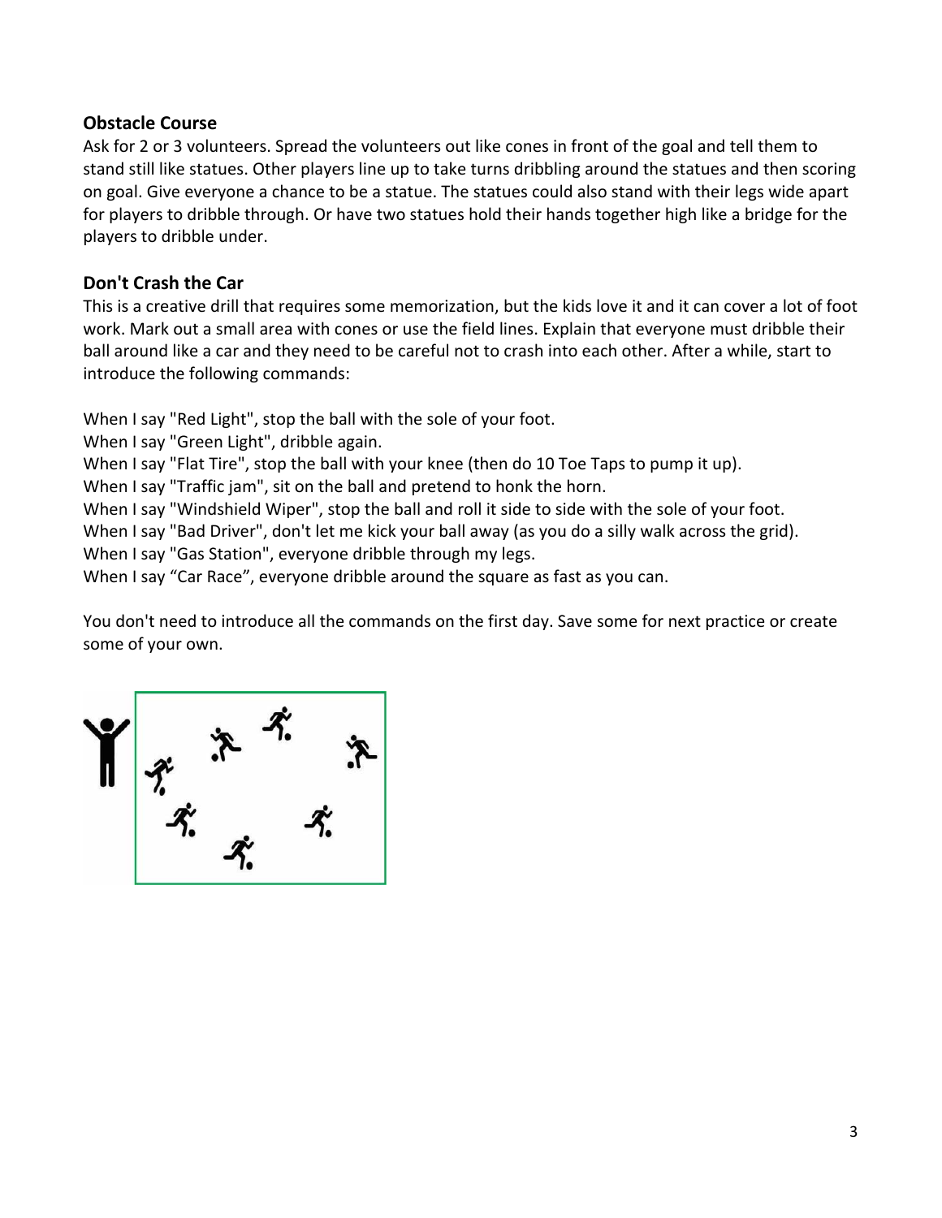### Obstacle Course

Ask for 2 or 3 volunteers. Spread the volunteers out like cones in front of the goal and tell them to stand still like statues. Other players line up to take turns dribbling around the statues and then scoring on goal. Give everyone a chance to be a statue. The statues could also stand with their legs wide apart for players to dribble through. Or have two statues hold their hands together high like a bridge for the players to dribble under.

### Don't Crash the Car

This is a creative drill that requires some memorization, but the kids love it and it can cover a lot of foot work. Mark out a small area with cones or use the field lines. Explain that everyone must dribble their ball around like a car and they need to be careful not to crash into each other. After a while, start to introduce the following commands:

When I say "Red Light", stop the ball with the sole of your foot.
When I say "Green Light", dribble again.
When I say "Flat Tire", stop the ball with your knee (then do 10 Toe Taps to pump it up).
When I say "Traffic jam", sit on the ball and pretend to honk the horn.
When I say "Windshield Wiper", stop the ball and roll it side to side with the sole of your foot.
When I say "Bad Driver", don't let me kick your ball away (as you do a silly walk across the grid).
When I say "Gas Station", everyone dribble through my legs.
When I say “Car Race”, everyone dribble around the square as fast as you can.

You don't need to introduce all the commands on the first day. Save some for next practice or create some of your own.